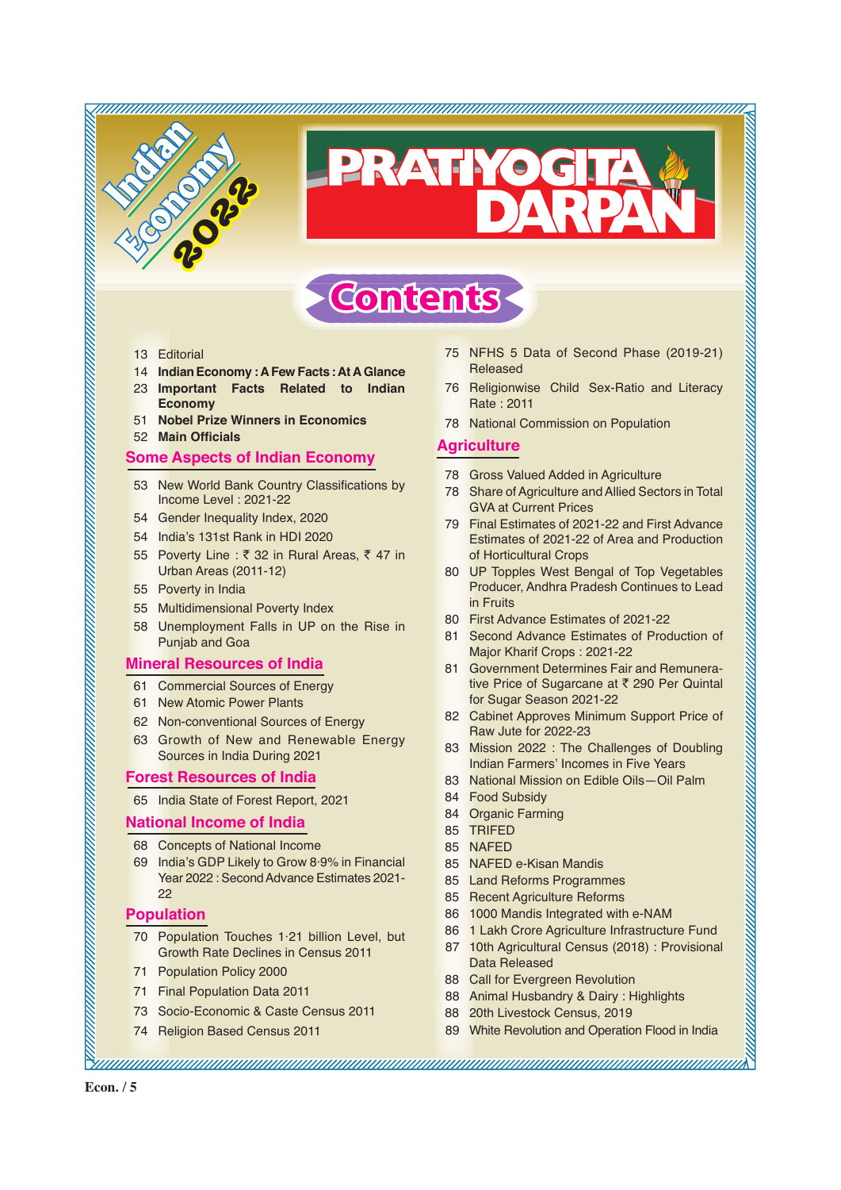# Indian Economy 2022

# PRATIYOGITA DARPAN

## Contents

13 Editorial

14 **Indian Economy : A Few Facts : At A Glance**

23 **Important Facts Related to Indian Economy**

51 **Nobel Prize Winners in Economics**

52 **Main Officials**

### Some Aspects of Indian Economy

53 New World Bank Country Classifications by Income Level : 2021-22

54 Gender Inequality Index, 2020

54 India's 131st Rank in HDI 2020

55 Poverty Line : ₹ 32 in Rural Areas, ₹ 47 in Urban Areas (2011-12)

55 Poverty in India

55 Multidimensional Poverty Index

58 Unemployment Falls in UP on the Rise in Punjab and Goa

### Mineral Resources of India

61 Commercial Sources of Energy

61 New Atomic Power Plants

62 Non-conventional Sources of Energy

63 Growth of New and Renewable Energy Sources in India During 2021

### Forest Resources of India

65 India State of Forest Report, 2021

### National Income of India

68 Concepts of National Income

69 India's GDP Likely to Grow 8·9% in Financial Year 2022 : Second Advance Estimates 2021-22

### Population

70 Population Touches 1·21 billion Level, but Growth Rate Declines in Census 2011

71 Population Policy 2000

71 Final Population Data 2011

73 Socio-Economic & Caste Census 2011

74 Religion Based Census 2011

75 NFHS 5 Data of Second Phase (2019-21) Released

76 Religionwise Child Sex-Ratio and Literacy Rate : 2011

78 National Commission on Population

### Agriculture

78 Gross Valued Added in Agriculture

78 Share of Agriculture and Allied Sectors in Total GVA at Current Prices

79 Final Estimates of 2021-22 and First Advance Estimates of 2021-22 of Area and Production of Horticultural Crops

80 UP Topples West Bengal of Top Vegetables Producer, Andhra Pradesh Continues to Lead in Fruits

80 First Advance Estimates of 2021-22

81 Second Advance Estimates of Production of Major Kharif Crops : 2021-22

81 Government Determines Fair and Remunerative Price of Sugarcane at ₹ 290 Per Quintal for Sugar Season 2021-22

82 Cabinet Approves Minimum Support Price of Raw Jute for 2022-23

83 Mission 2022 : The Challenges of Doubling Indian Farmers' Incomes in Five Years

83 National Mission on Edible Oils—Oil Palm

84 Food Subsidy

84 Organic Farming

85 TRIFED

85 NAFED

85 NAFED e-Kisan Mandis

85 Land Reforms Programmes

85 Recent Agriculture Reforms

86 1000 Mandis Integrated with e-NAM

86 1 Lakh Crore Agriculture Infrastructure Fund

87 10th Agricultural Census (2018) : Provisional Data Released

88 Call for Evergreen Revolution

88 Animal Husbandry & Dairy : Highlights

88 20th Livestock Census, 2019

89 White Revolution and Operation Flood in India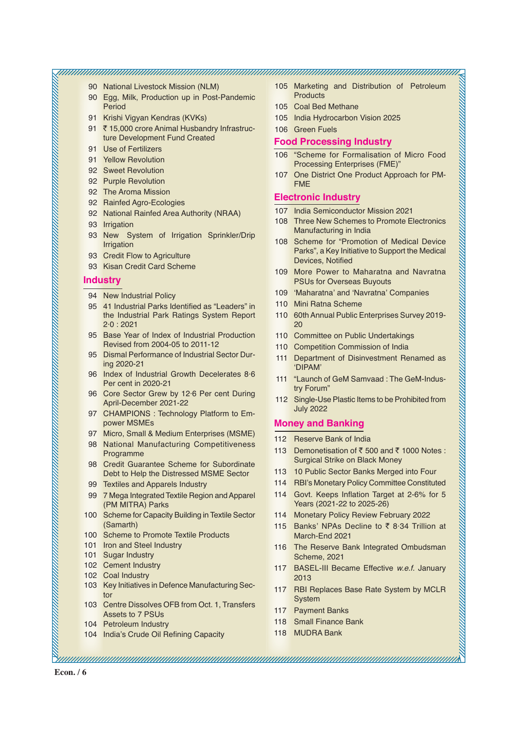- 90 National Livestock Mission (NLM)
- 90 Egg, Milk, Production up in Post-Pandemic Period
- 91 Krishi Vigyan Kendras (KVKs)
- 91 ₹ 15,000 crore Animal Husbandry Infrastructure Development Fund Created
- 91 Use of Fertilizers
- 91 Yellow Revolution
- 92 Sweet Revolution
- 92 Purple Revolution
- 92 The Aroma Mission
- 92 Rainfed Agro-Ecologies
- 92 National Rainfed Area Authority (NRAA)
- 93 Irrigation
- 93 New System of Irrigation Sprinkler/Drip Irrigation
- 93 Credit Flow to Agriculture
- 93 Kisan Credit Card Scheme

## Industry

- 94 New Industrial Policy
- 95 41 Industrial Parks Identified as "Leaders" in the Industrial Park Ratings System Report 2·0 : 2021
- 95 Base Year of Index of Industrial Production Revised from 2004-05 to 2011-12
- 95 Dismal Performance of Industrial Sector During 2020-21
- 96 Index of Industrial Growth Decelerates 8·6 Per cent in 2020-21
- 96 Core Sector Grew by 12·6 Per cent During April-December 2021-22
- 97 CHAMPIONS : Technology Platform to Empower MSMEs
- 97 Micro, Small & Medium Enterprises (MSME)
- 98 National Manufacturing Competitiveness Programme
- 98 Credit Guarantee Scheme for Subordinate Debt to Help the Distressed MSME Sector
- 99 Textiles and Apparels Industry
- 99 7 Mega Integrated Textile Region and Apparel (PM MITRA) Parks
- 100 Scheme for Capacity Building in Textile Sector (Samarth)
- 100 Scheme to Promote Textile Products
- 101 Iron and Steel Industry
- 101 Sugar Industry
- 102 Cement Industry
- 102 Coal Industry
- 103 Key Initiatives in Defence Manufacturing Sector
- 103 Centre Dissolves OFB from Oct. 1, Transfers Assets to 7 PSUs
- 104 Petroleum Industry
- 104 India's Crude Oil Refining Capacity
- 105 Marketing and Distribution of Petroleum Products
- 105 Coal Bed Methane
- 105 India Hydrocarbon Vision 2025
- 106 Green Fuels

## Food Processing Industry

- 106 "Scheme for Formalisation of Micro Food Processing Enterprises (FME)"
- 107 One District One Product Approach for PM-FME

## Electronic Industry

- 107 India Semiconductor Mission 2021
- 108 Three New Schemes to Promote Electronics Manufacturing in India
- 108 Scheme for "Promotion of Medical Device Parks", a Key Initiative to Support the Medical Devices, Notified
- 109 More Power to Maharatna and Navratna PSUs for Overseas Buyouts
- 109 'Maharatna' and 'Navratna' Companies
- 110 Mini Ratna Scheme
- 110 60th Annual Public Enterprises Survey 2019-20
- 110 Committee on Public Undertakings
- 110 Competition Commission of India
- 111 Department of Disinvestment Renamed as 'DIPAM'
- 111 "Launch of GeM Samvaad : The GeM-Industry Forum"
- 112 Single-Use Plastic Items to be Prohibited from July 2022

## Money and Banking

- 112 Reserve Bank of India
- 113 Demonetisation of ₹ 500 and ₹ 1000 Notes : Surgical Strike on Black Money
- 113 10 Public Sector Banks Merged into Four
- 114 RBI's Monetary Policy Committee Constituted
- 114 Govt. Keeps Inflation Target at 2-6% for 5 Years (2021-22 to 2025-26)
- 114 Monetary Policy Review February 2022
- 115 Banks' NPAs Decline to ₹ 8·34 Trillion at March-End 2021
- 116 The Reserve Bank Integrated Ombudsman Scheme, 2021
- 117 BASEL-III Became Effective *w.e.f.* January 2013
- 117 RBI Replaces Base Rate System by MCLR System
- 117 Payment Banks
- 118 Small Finance Bank
- 118 MUDRA Bank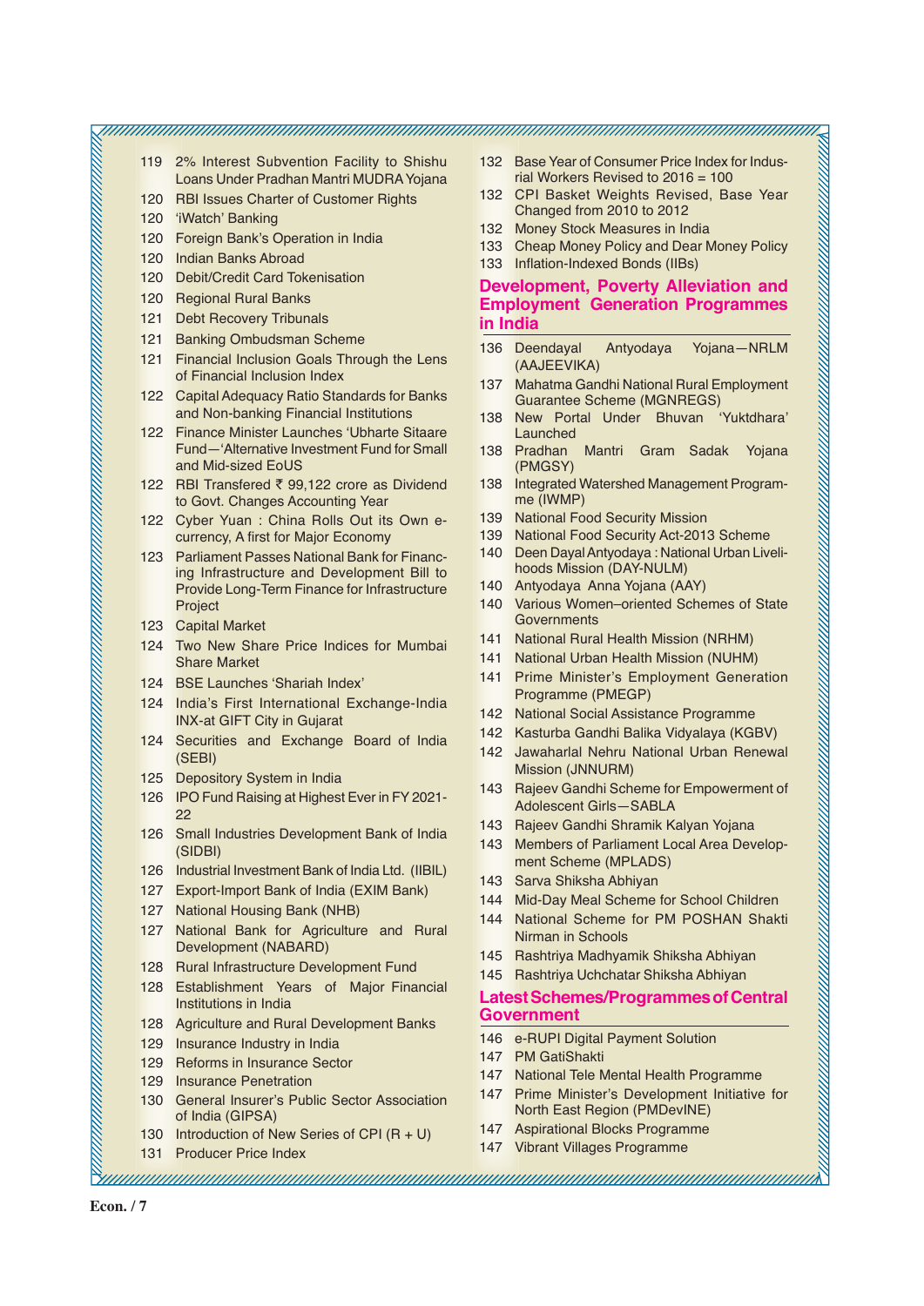119 2% Interest Subvention Facility to Shishu Loans Under Pradhan Mantri MUDRA Yojana
120 RBI Issues Charter of Customer Rights
120 'iWatch' Banking
120 Foreign Bank's Operation in India
120 Indian Banks Abroad
120 Debit/Credit Card Tokenisation
120 Regional Rural Banks
121 Debt Recovery Tribunals
121 Banking Ombudsman Scheme
121 Financial Inclusion Goals Through the Lens of Financial Inclusion Index
122 Capital Adequacy Ratio Standards for Banks and Non-banking Financial Institutions
122 Finance Minister Launches 'Ubharte Sitaare Fund—'Alternative Investment Fund for Small and Mid-sized EoUS
122 RBI Transfered ₹ 99,122 crore as Dividend to Govt. Changes Accounting Year
122 Cyber Yuan : China Rolls Out its Own e-currency, A first for Major Economy
123 Parliament Passes National Bank for Financing Infrastructure and Development Bill to Provide Long-Term Finance for Infrastructure Project
123 Capital Market
124 Two New Share Price Indices for Mumbai Share Market
124 BSE Launches 'Shariah Index'
124 India's First International Exchange-India INX-at GIFT City in Gujarat
124 Securities and Exchange Board of India (SEBI)
125 Depository System in India
126 IPO Fund Raising at Highest Ever in FY 2021-22
126 Small Industries Development Bank of India (SIDBI)
126 Industrial Investment Bank of India Ltd. (IIBIL)
127 Export-Import Bank of India (EXIM Bank)
127 National Housing Bank (NHB)
127 National Bank for Agriculture and Rural Development (NABARD)
128 Rural Infrastructure Development Fund
128 Establishment Years of Major Financial Institutions in India
128 Agriculture and Rural Development Banks
129 Insurance Industry in India
129 Reforms in Insurance Sector
129 Insurance Penetration
130 General Insurer's Public Sector Association of India (GIPSA)
130 Introduction of New Series of CPI (R + U)
131 Producer Price Index
132 Base Year of Consumer Price Index for Industrial Workers Revised to 2016 = 100
132 CPI Basket Weights Revised, Base Year Changed from 2010 to 2012
132 Money Stock Measures in India
133 Cheap Money Policy and Dear Money Policy
133 Inflation-Indexed Bonds (IIBs)

## Development, Poverty Alleviation and Employment Generation Programmes in India

136 Deendayal Antyodaya Yojana—NRLM (AAJEEVIKA)
137 Mahatma Gandhi National Rural Employment Guarantee Scheme (MGNREGS)
138 New Portal Under Bhuvan 'Yuktdhara' Launched
138 Pradhan Mantri Gram Sadak Yojana (PMGSY)
138 Integrated Watershed Management Programme (IWMP)
139 National Food Security Mission
139 National Food Security Act-2013 Scheme
140 Deen Dayal Antyodaya : National Urban Livelihoods Mission (DAY-NULM)
140 Antyodaya Anna Yojana (AAY)
140 Various Women–oriented Schemes of State Governments
141 National Rural Health Mission (NRHM)
141 National Urban Health Mission (NUHM)
141 Prime Minister's Employment Generation Programme (PMEGP)
142 National Social Assistance Programme
142 Kasturba Gandhi Balika Vidyalaya (KGBV)
142 Jawaharlal Nehru National Urban Renewal Mission (JNNURM)
143 Rajeev Gandhi Scheme for Empowerment of Adolescent Girls—SABLA
143 Rajeev Gandhi Shramik Kalyan Yojana
143 Members of Parliament Local Area Development Scheme (MPLADS)
143 Sarva Shiksha Abhiyan
144 Mid-Day Meal Scheme for School Children
144 National Scheme for PM POSHAN Shakti Nirman in Schools
145 Rashtriya Madhyamik Shiksha Abhiyan
145 Rashtriya Uchchatar Shiksha Abhiyan

## Latest Schemes/Programmes of Central Government

146 e-RUPI Digital Payment Solution
147 PM GatiShakti
147 National Tele Mental Health Programme
147 Prime Minister's Development Initiative for North East Region (PMDevINE)
147 Aspirational Blocks Programme
147 Vibrant Villages Programme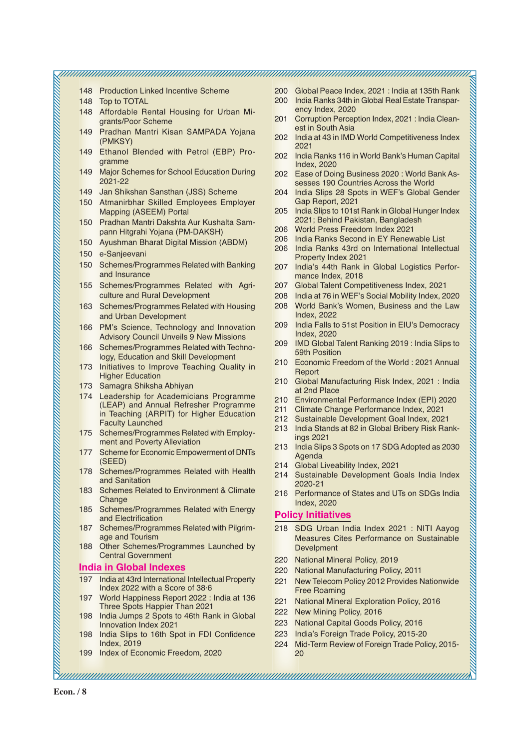148 Production Linked Incentive Scheme
148 Top to TOTAL
148 Affordable Rental Housing for Urban Migrants/Poor Scheme
149 Pradhan Mantri Kisan SAMPADA Yojana (PMKSY)
149 Ethanol Blended with Petrol (EBP) Programme
149 Major Schemes for School Education During 2021-22
149 Jan Shikshan Sansthan (JSS) Scheme
150 Atmanirbhar Skilled Employees Employer Mapping (ASEEM) Portal
150 Pradhan Mantri Dakshta Aur Kushalta Sampann Hitgrahi Yojana (PM-DAKSH)
150 Ayushman Bharat Digital Mission (ABDM)
150 e-Sanjeevani
150 Schemes/Programmes Related with Banking and Insurance
155 Schemes/Programmes Related with Agriculture and Rural Development
163 Schemes/Programmes Related with Housing and Urban Development
166 PM's Science, Technology and Innovation Advisory Council Unveils 9 New Missions
166 Schemes/Programmes Related with Technology, Education and Skill Development
173 Initiatives to Improve Teaching Quality in Higher Education
173 Samagra Shiksha Abhiyan
174 Leadership for Academicians Programme (LEAP) and Annual Refresher Programme in Teaching (ARPIT) for Higher Education Faculty Launched
175 Schemes/Programmes Related with Employment and Poverty Alleviation
177 Scheme for Economic Empowerment of DNTs (SEED)
178 Schemes/Programmes Related with Health and Sanitation
183 Schemes Related to Environment & Climate Change
185 Schemes/Programmes Related with Energy and Electrification
187 Schemes/Programmes Related with Pilgrimage and Tourism
188 Other Schemes/Programmes Launched by Central Government

## India in Global Indexes

197 India at 43rd International Intellectual Property Index 2022 with a Score of 38·6
197 World Happiness Report 2022 : India at 136 Three Spots Happier Than 2021
198 India Jumps 2 Spots to 46th Rank in Global Innovation Index 2021
198 India Slips to 16th Spot in FDI Confidence Index, 2019
199 Index of Economic Freedom, 2020
200 Global Peace Index, 2021 : India at 135th Rank
200 India Ranks 34th in Global Real Estate Transparency Index, 2020
201 Corruption Perception Index, 2021 : India Cleanest in South Asia
202 India at 43 in IMD World Competitiveness Index 2021
202 India Ranks 116 in World Bank's Human Capital Index, 2020
202 Ease of Doing Business 2020 : World Bank Assesses 190 Countries Across the World
204 India Slips 28 Spots in WEF's Global Gender Gap Report, 2021
205 India Slips to 101st Rank in Global Hunger Index 2021; Behind Pakistan, Bangladesh
206 World Press Freedom Index 2021
206 India Ranks Second in EY Renewable List
206 India Ranks 43rd on International Intellectual Property Index 2021
207 India's 44th Rank in Global Logistics Performance Index, 2018
207 Global Talent Competitiveness Index, 2021
208 India at 76 in WEF's Social Mobility Index, 2020
208 World Bank's Women, Business and the Law Index, 2022
209 India Falls to 51st Position in EIU's Democracy Index, 2020
209 IMD Global Talent Ranking 2019 : India Slips to 59th Position
210 Economic Freedom of the World : 2021 Annual Report
210 Global Manufacturing Risk Index, 2021 : India at 2nd Place
210 Environmental Performance Index (EPI) 2020
211 Climate Change Performance Index, 2021
212 Sustainable Development Goal Index, 2021
213 India Stands at 82 in Global Bribery Risk Rankings 2021
213 India Slips 3 Spots on 17 SDG Adopted as 2030 Agenda
214 Global Liveability Index, 2021
214 Sustainable Development Goals India Index 2020-21
216 Performance of States and UTs on SDGs India Index, 2020

## Policy Initiatives

218 SDG Urban India Index 2021 : NITI Aayog Measures Cites Performance on Sustainable Development
220 National Mineral Policy, 2019
220 National Manufacturing Policy, 2011
221 New Telecom Policy 2012 Provides Nationwide Free Roaming
221 National Mineral Exploration Policy, 2016
222 New Mining Policy, 2016
223 National Capital Goods Policy, 2016
223 India's Foreign Trade Policy, 2015-20
224 Mid-Term Review of Foreign Trade Policy, 2015-20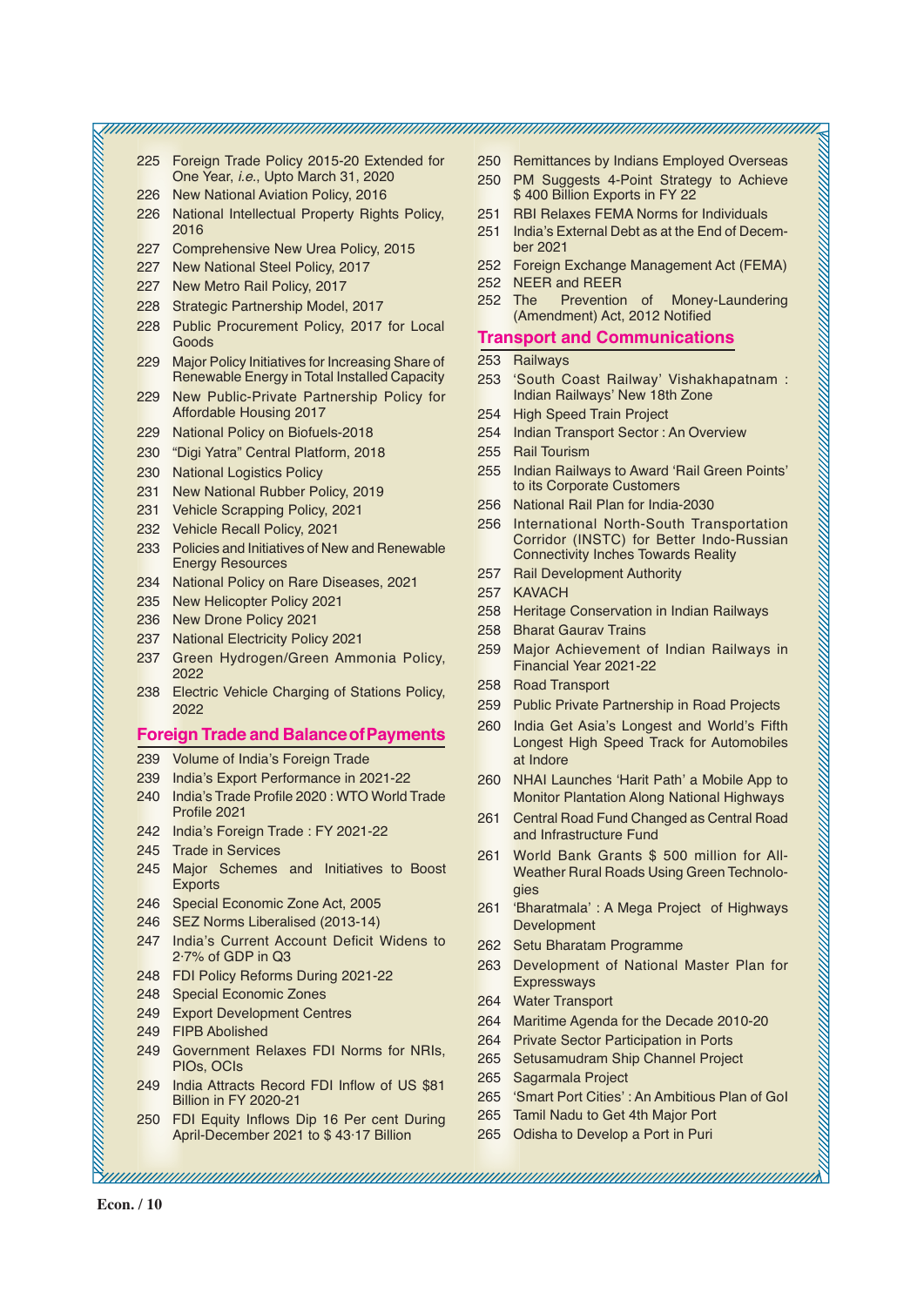225 Foreign Trade Policy 2015-20 Extended for One Year, *i.e.*, Upto March 31, 2020
226 New National Aviation Policy, 2016
226 National Intellectual Property Rights Policy, 2016
227 Comprehensive New Urea Policy, 2015
227 New National Steel Policy, 2017
227 New Metro Rail Policy, 2017
228 Strategic Partnership Model, 2017
228 Public Procurement Policy, 2017 for Local Goods
229 Major Policy Initiatives for Increasing Share of Renewable Energy in Total Installed Capacity
229 New Public-Private Partnership Policy for Affordable Housing 2017
229 National Policy on Biofuels-2018
230 "Digi Yatra" Central Platform, 2018
230 National Logistics Policy
231 New National Rubber Policy, 2019
231 Vehicle Scrapping Policy, 2021
232 Vehicle Recall Policy, 2021
233 Policies and Initiatives of New and Renewable Energy Resources
234 National Policy on Rare Diseases, 2021
235 New Helicopter Policy 2021
236 New Drone Policy 2021
237 National Electricity Policy 2021
237 Green Hydrogen/Green Ammonia Policy, 2022
238 Electric Vehicle Charging of Stations Policy, 2022

## Foreign Trade and Balance of Payments

239 Volume of India's Foreign Trade
239 India's Export Performance in 2021-22
240 India's Trade Profile 2020 : WTO World Trade Profile 2021
242 India's Foreign Trade : FY 2021-22
245 Trade in Services
245 Major Schemes and Initiatives to Boost Exports
246 Special Economic Zone Act, 2005
246 SEZ Norms Liberalised (2013-14)
247 India's Current Account Deficit Widens to 2·7% of GDP in Q3
248 FDI Policy Reforms During 2021-22
248 Special Economic Zones
249 Export Development Centres
249 FIPB Abolished
249 Government Relaxes FDI Norms for NRIs, PIOs, OCIs
249 India Attracts Record FDI Inflow of US $81 Billion in FY 2020-21
250 FDI Equity Inflows Dip 16 Per cent During April-December 2021 to $ 43·17 Billion
250 Remittances by Indians Employed Overseas
250 PM Suggests 4-Point Strategy to Achieve $ 400 Billion Exports in FY 22
251 RBI Relaxes FEMA Norms for Individuals
251 India's External Debt as at the End of December 2021
252 Foreign Exchange Management Act (FEMA)
252 NEER and REER
252 The Prevention of Money-Laundering (Amendment) Act, 2012 Notified

## Transport and Communications

253 Railways
253 'South Coast Railway' Vishakhapatnam : Indian Railways' New 18th Zone
254 High Speed Train Project
254 Indian Transport Sector : An Overview
255 Rail Tourism
255 Indian Railways to Award 'Rail Green Points' to its Corporate Customers
256 National Rail Plan for India-2030
256 International North-South Transportation Corridor (INSTC) for Better Indo-Russian Connectivity Inches Towards Reality
257 Rail Development Authority
257 KAVACH
258 Heritage Conservation in Indian Railways
258 Bharat Gaurav Trains
259 Major Achievement of Indian Railways in Financial Year 2021-22
258 Road Transport
259 Public Private Partnership in Road Projects
260 India Get Asia's Longest and World's Fifth Longest High Speed Track for Automobiles at Indore
260 NHAI Launches 'Harit Path' a Mobile App to Monitor Plantation Along National Highways
261 Central Road Fund Changed as Central Road and Infrastructure Fund
261 World Bank Grants $ 500 million for All-Weather Rural Roads Using Green Technologies
261 'Bharatmala' : A Mega Project of Highways Development
262 Setu Bharatam Programme
263 Development of National Master Plan for Expressways
264 Water Transport
264 Maritime Agenda for the Decade 2010-20
264 Private Sector Participation in Ports
265 Setusamudram Ship Channel Project
265 Sagarmala Project
265 'Smart Port Cities' : An Ambitious Plan of GoI
265 Tamil Nadu to Get 4th Major Port
265 Odisha to Develop a Port in Puri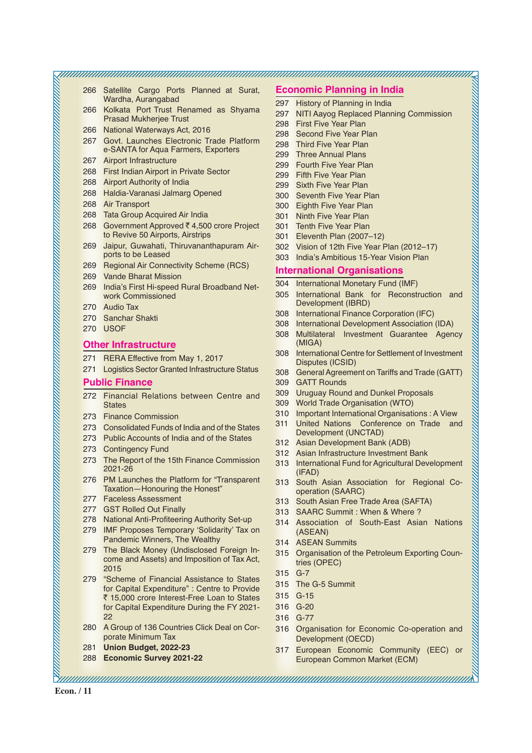266 Satellite Cargo Ports Planned at Surat, Wardha, Aurangabad
266 Kolkata Port Trust Renamed as Shyama Prasad Mukherjee Trust
266 National Waterways Act, 2016
267 Govt. Launches Electronic Trade Platform e-SANTA for Aqua Farmers, Exporters
267 Airport Infrastructure
268 First Indian Airport in Private Sector
268 Airport Authority of India
268 Haldia-Varanasi Jalmarg Opened
268 Air Transport
268 Tata Group Acquired Air India
268 Government Approved ₹ 4,500 crore Project to Revive 50 Airports, Airstrips
269 Jaipur, Guwahati, Thiruvananthapuram Airports to be Leased
269 Regional Air Connectivity Scheme (RCS)
269 Vande Bharat Mission
269 India's First Hi-speed Rural Broadband Network Commissioned
270 Audio Tax
270 Sanchar Shakti
270 USOF

## Other Infrastructure

271 RERA Effective from May 1, 2017
271 Logistics Sector Granted Infrastructure Status

## Public Finance

272 Financial Relations between Centre and States
273 Finance Commission
273 Consolidated Funds of India and of the States
273 Public Accounts of India and of the States
273 Contingency Fund
273 The Report of the 15th Finance Commission 2021-26
276 PM Launches the Platform for "Transparent Taxation—Honouring the Honest"
277 Faceless Assessment
277 GST Rolled Out Finally
278 National Anti-Profiteering Authority Set-up
279 IMF Proposes Temporary 'Solidarity' Tax on Pandemic Winners, The Wealthy
279 The Black Money (Undisclosed Foreign Income and Assets) and Imposition of Tax Act, 2015
279 "Scheme of Financial Assistance to States for Capital Expenditure" : Centre to Provide ₹ 15,000 crore Interest-Free Loan to States for Capital Expenditure During the FY 2021-22
280 A Group of 136 Countries Click Deal on Corporate Minimum Tax
281 **Union Budget, 2022-23**
288 **Economic Survey 2021-22**

## Economic Planning in India

297 History of Planning in India
297 NITI Aayog Replaced Planning Commission
298 First Five Year Plan
298 Second Five Year Plan
298 Third Five Year Plan
299 Three Annual Plans
299 Fourth Five Year Plan
299 Fifth Five Year Plan
299 Sixth Five Year Plan
300 Seventh Five Year Plan
300 Eighth Five Year Plan
301 Ninth Five Year Plan
301 Tenth Five Year Plan
301 Eleventh Plan (2007–12)
302 Vision of 12th Five Year Plan (2012–17)
303 India's Ambitious 15-Year Vision Plan

## International Organisations

304 International Monetary Fund (IMF)
305 International Bank for Reconstruction and Development (IBRD)
308 International Finance Corporation (IFC)
308 International Development Association (IDA)
308 Multilateral Investment Guarantee Agency (MIGA)
308 International Centre for Settlement of Investment Disputes (ICSID)
308 General Agreement on Tariffs and Trade (GATT)
309 GATT Rounds
309 Uruguay Round and Dunkel Proposals
309 World Trade Organisation (WTO)
310 Important International Organisations : A View
311 United Nations Conference on Trade and Development (UNCTAD)
312 Asian Development Bank (ADB)
312 Asian Infrastructure Investment Bank
313 International Fund for Agricultural Development (IFAD)
313 South Asian Association for Regional Co-operation (SAARC)
313 South Asian Free Trade Area (SAFTA)
313 SAARC Summit : When & Where ?
314 Association of South-East Asian Nations (ASEAN)
314 ASEAN Summits
315 Organisation of the Petroleum Exporting Countries (OPEC)
315 G-7
315 The G-5 Summit
315 G-15
316 G-20
316 G-77
316 Organisation for Economic Co-operation and Development (OECD)
317 European Economic Community (EEC) or European Common Market (ECM)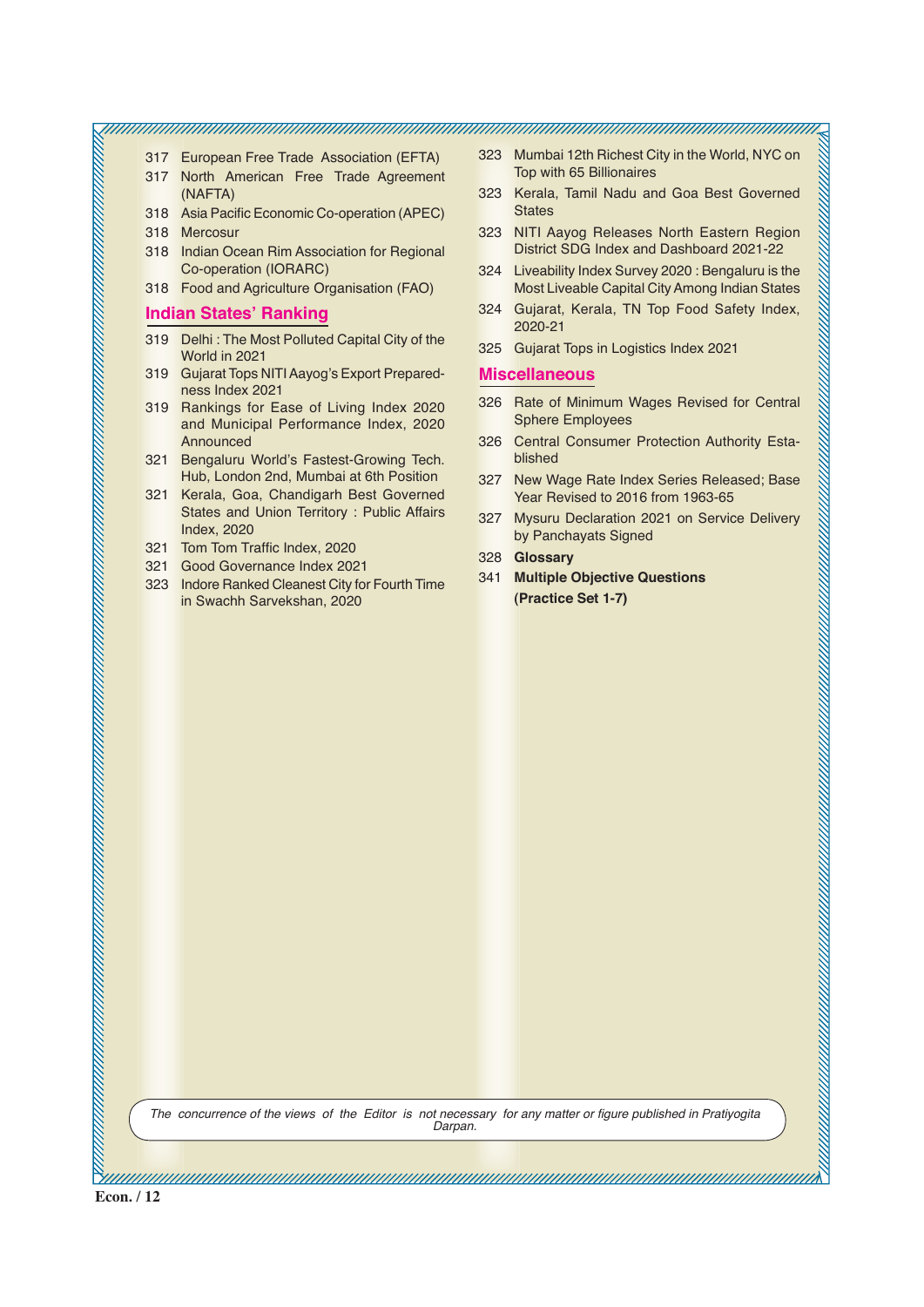317 European Free Trade Association (EFTA)

317 North American Free Trade Agreement (NAFTA)

318 Asia Pacific Economic Co-operation (APEC)

318 Mercosur

318 Indian Ocean Rim Association for Regional Co-operation (IORARC)

318 Food and Agriculture Organisation (FAO)

## Indian States' Ranking

319 Delhi : The Most Polluted Capital City of the World in 2021

319 Gujarat Tops NITI Aayog's Export Preparedness Index 2021

319 Rankings for Ease of Living Index 2020 and Municipal Performance Index, 2020 Announced

321 Bengaluru World's Fastest-Growing Tech. Hub, London 2nd, Mumbai at 6th Position

321 Kerala, Goa, Chandigarh Best Governed States and Union Territory : Public Affairs Index, 2020

321 Tom Tom Traffic Index, 2020

321 Good Governance Index 2021

323 Indore Ranked Cleanest City for Fourth Time in Swachh Sarvekshan, 2020

323 Mumbai 12th Richest City in the World, NYC on Top with 65 Billionaires

323 Kerala, Tamil Nadu and Goa Best Governed States

323 NITI Aayog Releases North Eastern Region District SDG Index and Dashboard 2021-22

324 Liveability Index Survey 2020 : Bengaluru is the Most Liveable Capital City Among Indian States

324 Gujarat, Kerala, TN Top Food Safety Index, 2020-21

325 Gujarat Tops in Logistics Index 2021

## Miscellaneous

326 Rate of Minimum Wages Revised for Central Sphere Employees

326 Central Consumer Protection Authority Established

327 New Wage Rate Index Series Released; Base Year Revised to 2016 from 1963-65

327 Mysuru Declaration 2021 on Service Delivery by Panchayats Signed

328 **Glossary**

341 **Multiple Objective Questions (Practice Set 1-7)**

*The concurrence of the views of the Editor is not necessary for any matter or figure published in Pratiyogita Darpan.*